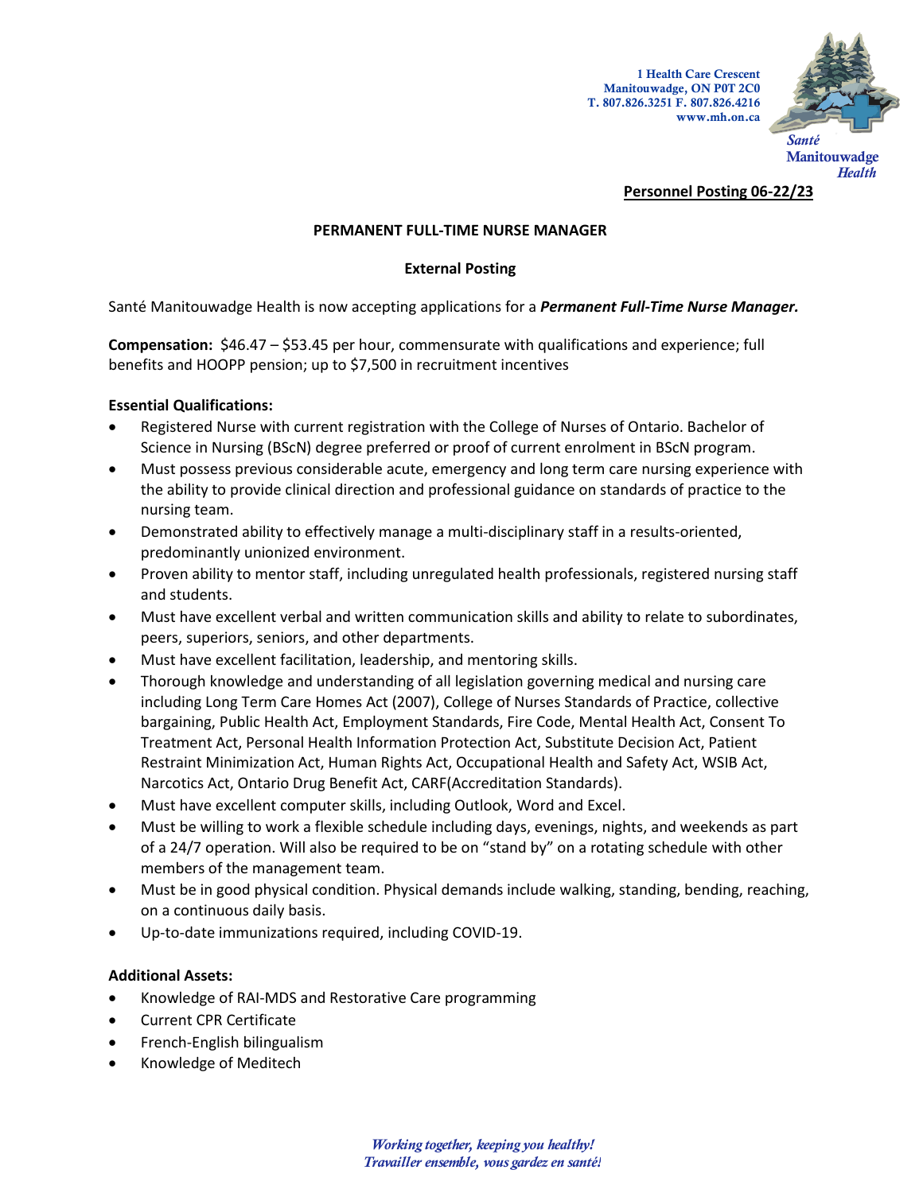1 Health Care Crescent
Manitouwadge, ON P0T 2C0
T. 807.826.3251 F. 807.826.4216
www.mh.on.ca

*Santé*
**Manitouwadge**
*Health*

**Personnel Posting 06-22/23**

## PERMANENT FULL-TIME NURSE MANAGER

### External Posting

Santé Manitouwadge Health is now accepting applications for a ***Permanent Full-Time Nurse Manager.***

**Compensation:** $46.47 – $53.45 per hour, commensurate with qualifications and experience; full benefits and HOOPP pension; up to $7,500 in recruitment incentives

**Essential Qualifications:**

- Registered Nurse with current registration with the College of Nurses of Ontario. Bachelor of Science in Nursing (BScN) degree preferred or proof of current enrolment in BScN program.
- Must possess previous considerable acute, emergency and long term care nursing experience with the ability to provide clinical direction and professional guidance on standards of practice to the nursing team.
- Demonstrated ability to effectively manage a multi-disciplinary staff in a results-oriented, predominantly unionized environment.
- Proven ability to mentor staff, including unregulated health professionals, registered nursing staff and students.
- Must have excellent verbal and written communication skills and ability to relate to subordinates, peers, superiors, seniors, and other departments.
- Must have excellent facilitation, leadership, and mentoring skills.
- Thorough knowledge and understanding of all legislation governing medical and nursing care including Long Term Care Homes Act (2007), College of Nurses Standards of Practice, collective bargaining, Public Health Act, Employment Standards, Fire Code, Mental Health Act, Consent To Treatment Act, Personal Health Information Protection Act, Substitute Decision Act, Patient Restraint Minimization Act, Human Rights Act, Occupational Health and Safety Act, WSIB Act, Narcotics Act, Ontario Drug Benefit Act, CARF(Accreditation Standards).
- Must have excellent computer skills, including Outlook, Word and Excel.
- Must be willing to work a flexible schedule including days, evenings, nights, and weekends as part of a 24/7 operation. Will also be required to be on "stand by" on a rotating schedule with other members of the management team.
- Must be in good physical condition. Physical demands include walking, standing, bending, reaching, on a continuous daily basis.
- Up-to-date immunizations required, including COVID-19.

**Additional Assets:**

- Knowledge of RAI-MDS and Restorative Care programming
- Current CPR Certificate
- French-English bilingualism
- Knowledge of Meditech

*Working together, keeping you healthy!*
*Travailler ensemble, vous gardez en santé!*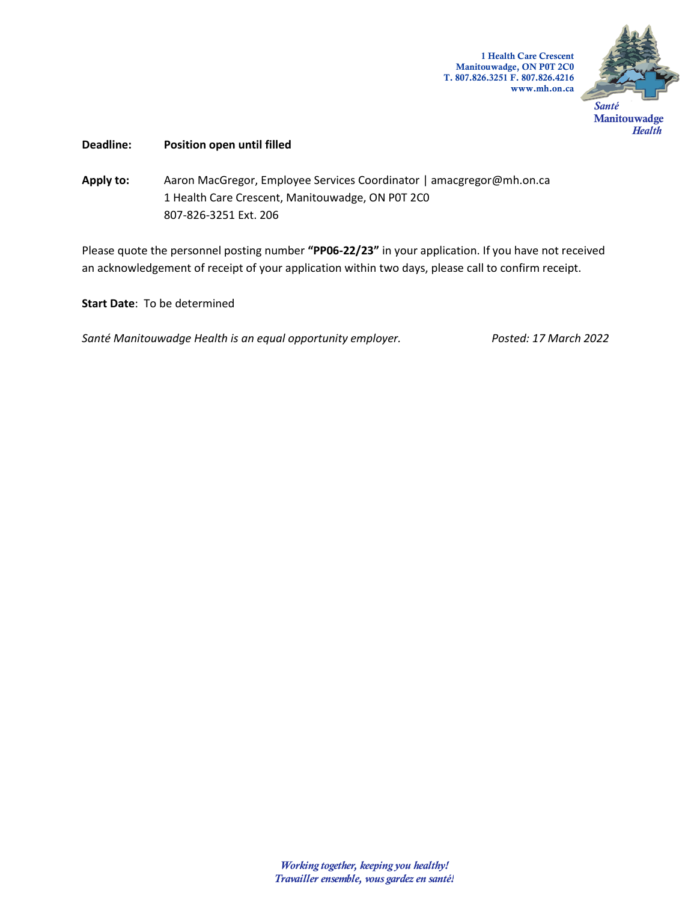**Deadline:** **Position open until filled**

**Apply to:** Aaron MacGregor, Employee Services Coordinator | amacgregor@mh.on.ca
1 Health Care Crescent, Manitouwadge, ON P0T 2C0
807-826-3251 Ext. 206

Please quote the personnel posting number **"PP06-22/23"** in your application. If you have not received an acknowledgement of receipt of your application within two days, please call to confirm receipt.

**Start Date**: To be determined

*Santé Manitouwadge Health is an equal opportunity employer.* *Posted: 17 March 2022*